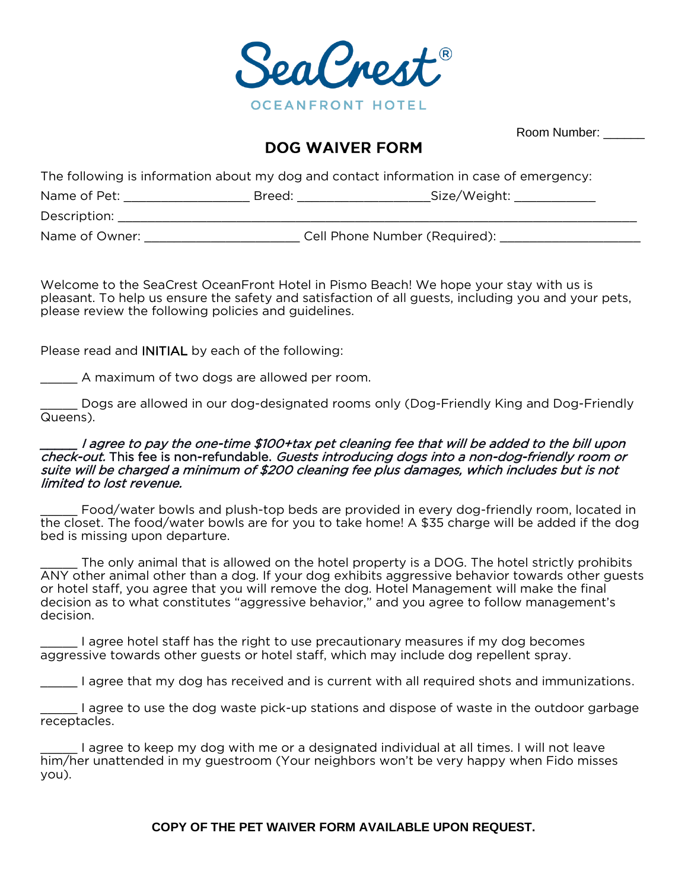SeaCrest®

OCEANFRONT HOTEL

Room Number: ______

## DOG WAIVER FORM

The following is information about my dog and contact information in case of emergency:

Name of Pet: __________________ Breed: ___________________ Size/Weight: ____________

Description: ______________________________________________________________________

Name of Owner: ______________________ Cell Phone Number (Required): ____________________

Welcome to the SeaCrest OceanFront Hotel in Pismo Beach! We hope your stay with us is pleasant. To help us ensure the safety and satisfaction of all guests, including you and your pets, please review the following policies and guidelines.

Please read and INITIAL by each of the following:

_____ A maximum of two dogs are allowed per room.

_____ Dogs are allowed in our dog-designated rooms only (Dog-Friendly King and Dog-Friendly Queens).

_____ *I agree to pay the one-time $100+tax pet cleaning fee that will be added to the bill upon check-out.* This fee is non-refundable. *Guests introducing dogs into a non-dog-friendly room or suite will be charged a minimum of $200 cleaning fee plus damages, which includes but is not limited to lost revenue.*

_____ Food/water bowls and plush-top beds are provided in every dog-friendly room, located in the closet. The food/water bowls are for you to take home! A $35 charge will be added if the dog bed is missing upon departure.

_____ The only animal that is allowed on the hotel property is a DOG. The hotel strictly prohibits ANY other animal other than a dog. If your dog exhibits aggressive behavior towards other guests or hotel staff, you agree that you will remove the dog. Hotel Management will make the final decision as to what constitutes "aggressive behavior," and you agree to follow management's decision.

_____ I agree hotel staff has the right to use precautionary measures if my dog becomes aggressive towards other guests or hotel staff, which may include dog repellent spray.

_____ I agree that my dog has received and is current with all required shots and immunizations.

_____ I agree to use the dog waste pick-up stations and dispose of waste in the outdoor garbage receptacles.

_____ I agree to keep my dog with me or a designated individual at all times. I will not leave him/her unattended in my guestroom (Your neighbors won't be very happy when Fido misses you).

**COPY OF THE PET WAIVER FORM AVAILABLE UPON REQUEST.**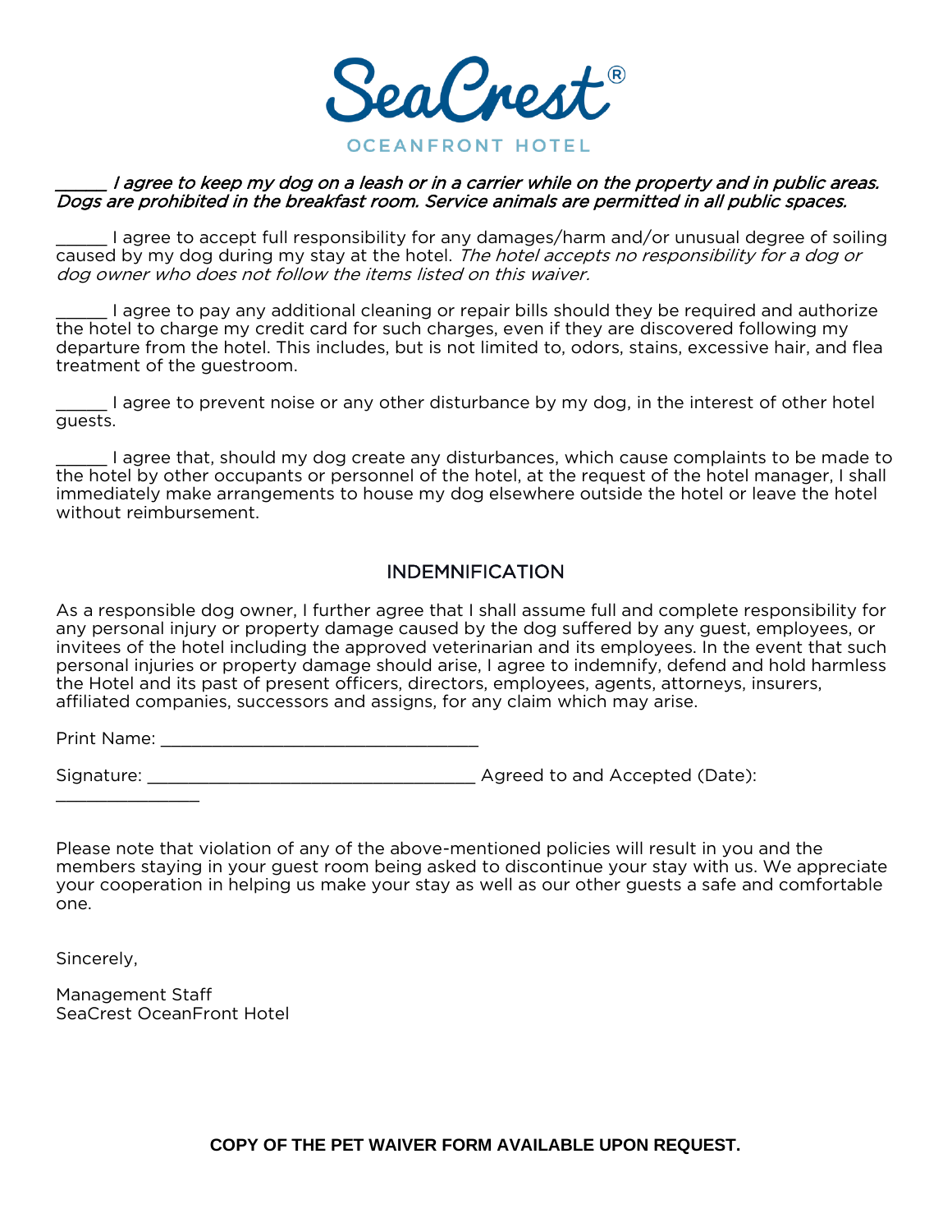# SeaCrest®

OCEANFRONT HOTEL

______ *I agree to keep my dog on a leash or in a carrier while on the property and in public areas. Dogs are prohibited in the breakfast room. Service animals are permitted in all public spaces.*

______ I agree to accept full responsibility for any damages/harm and/or unusual degree of soiling caused by my dog during my stay at the hotel. *The hotel accepts no responsibility for a dog or dog owner who does not follow the items listed on this waiver.*

______ I agree to pay any additional cleaning or repair bills should they be required and authorize the hotel to charge my credit card for such charges, even if they are discovered following my departure from the hotel. This includes, but is not limited to, odors, stains, excessive hair, and flea treatment of the guestroom.

______ I agree to prevent noise or any other disturbance by my dog, in the interest of other hotel guests.

______ I agree that, should my dog create any disturbances, which cause complaints to be made to the hotel by other occupants or personnel of the hotel, at the request of the hotel manager, I shall immediately make arrangements to house my dog elsewhere outside the hotel or leave the hotel without reimbursement.

## INDEMNIFICATION

As a responsible dog owner, I further agree that I shall assume full and complete responsibility for any personal injury or property damage caused by the dog suffered by any guest, employees, or invitees of the hotel including the approved veterinarian and its employees. In the event that such personal injuries or property damage should arise, I agree to indemnify, defend and hold harmless the Hotel and its past of present officers, directors, employees, agents, attorneys, insurers, affiliated companies, successors and assigns, for any claim which may arise.

Print Name: ________________________________

Signature: _________________________________ Agreed to and Accepted (Date): _______________

Please note that violation of any of the above-mentioned policies will result in you and the members staying in your guest room being asked to discontinue your stay with us. We appreciate your cooperation in helping us make your stay as well as our other guests a safe and comfortable one.

Sincerely,

Management Staff
SeaCrest OceanFront Hotel

**COPY OF THE PET WAIVER FORM AVAILABLE UPON REQUEST.**